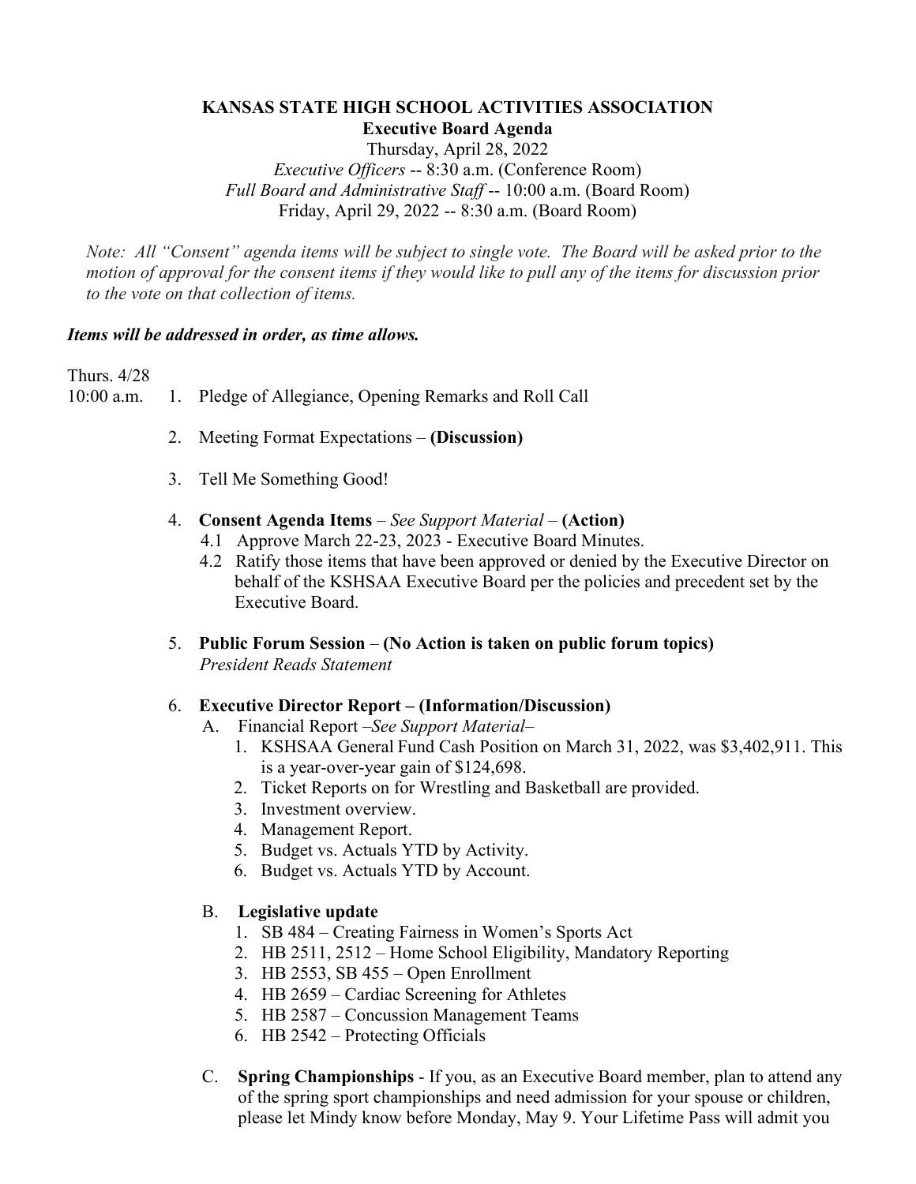**KANSAS STATE HIGH SCHOOL ACTIVITIES ASSOCIATION**

**Executive Board Agenda**

Thursday, April 28, 2022

*Executive Officers* -- 8:30 a.m. (Conference Room)

*Full Board and Administrative Staff* -- 10:00 a.m. (Board Room)

Friday, April 29, 2022 -- 8:30 a.m. (Board Room)

*Note: All "Consent" agenda items will be subject to single vote. The Board will be asked prior to the motion of approval for the consent items if they would like to pull any of the items for discussion prior to the vote on that collection of items.*

***Items will be addressed in order, as time allows.***

Thurs. 4/28

10:00 a.m.

1. Pledge of Allegiance, Opening Remarks and Roll Call

2. Meeting Format Expectations – **(Discussion)**

3. Tell Me Something Good!

4. **Consent Agenda Items** – *See Support Material* – **(Action)**
   - 4.1 Approve March 22-23, 2023 - Executive Board Minutes.
   - 4.2 Ratify those items that have been approved or denied by the Executive Director on behalf of the KSHSAA Executive Board per the policies and precedent set by the Executive Board.

5. **Public Forum Session** – **(No Action is taken on public forum topics)**
   *President Reads Statement*

6. **Executive Director Report – (Information/Discussion)**

   A. Financial Report –*See Support Material*–
      1. KSHSAA General Fund Cash Position on March 31, 2022, was $3,402,911. This is a year-over-year gain of $124,698.
      2. Ticket Reports on for Wrestling and Basketball are provided.
      3. Investment overview.
      4. Management Report.
      5. Budget vs. Actuals YTD by Activity.
      6. Budget vs. Actuals YTD by Account.

   B. **Legislative update**
      1. SB 484 – Creating Fairness in Women's Sports Act
      2. HB 2511, 2512 – Home School Eligibility, Mandatory Reporting
      3. HB 2553, SB 455 – Open Enrollment
      4. HB 2659 – Cardiac Screening for Athletes
      5. HB 2587 – Concussion Management Teams
      6. HB 2542 – Protecting Officials

   C. **Spring Championships** - If you, as an Executive Board member, plan to attend any of the spring sport championships and need admission for your spouse or children, please let Mindy know before Monday, May 9. Your Lifetime Pass will admit you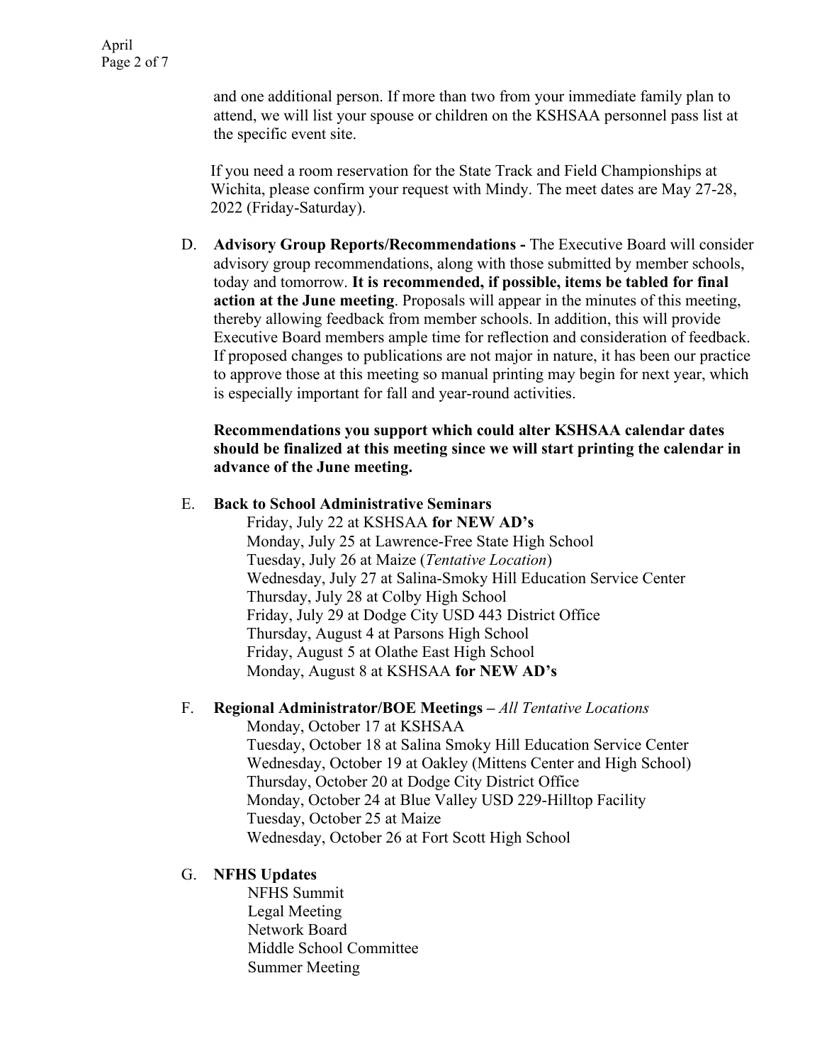and one additional person. If more than two from your immediate family plan to attend, we will list your spouse or children on the KSHSAA personnel pass list at the specific event site.

If you need a room reservation for the State Track and Field Championships at Wichita, please confirm your request with Mindy. The meet dates are May 27-28, 2022 (Friday-Saturday).

D. **Advisory Group Reports/Recommendations -** The Executive Board will consider advisory group recommendations, along with those submitted by member schools, today and tomorrow. **It is recommended, if possible, items be tabled for final action at the June meeting**. Proposals will appear in the minutes of this meeting, thereby allowing feedback from member schools. In addition, this will provide Executive Board members ample time for reflection and consideration of feedback. If proposed changes to publications are not major in nature, it has been our practice to approve those at this meeting so manual printing may begin for next year, which is especially important for fall and year-round activities.

**Recommendations you support which could alter KSHSAA calendar dates should be finalized at this meeting since we will start printing the calendar in advance of the June meeting.**

E. **Back to School Administrative Seminars**

Friday, July 22 at KSHSAA **for NEW AD's**
Monday, July 25 at Lawrence-Free State High School
Tuesday, July 26 at Maize (*Tentative Location*)
Wednesday, July 27 at Salina-Smoky Hill Education Service Center
Thursday, July 28 at Colby High School
Friday, July 29 at Dodge City USD 443 District Office
Thursday, August 4 at Parsons High School
Friday, August 5 at Olathe East High School
Monday, August 8 at KSHSAA **for NEW AD's**

F. **Regional Administrator/BOE Meetings –** *All Tentative Locations*

Monday, October 17 at KSHSAA
Tuesday, October 18 at Salina Smoky Hill Education Service Center
Wednesday, October 19 at Oakley (Mittens Center and High School)
Thursday, October 20 at Dodge City District Office
Monday, October 24 at Blue Valley USD 229-Hilltop Facility
Tuesday, October 25 at Maize
Wednesday, October 26 at Fort Scott High School

G. **NFHS Updates**

NFHS Summit
Legal Meeting
Network Board
Middle School Committee
Summer Meeting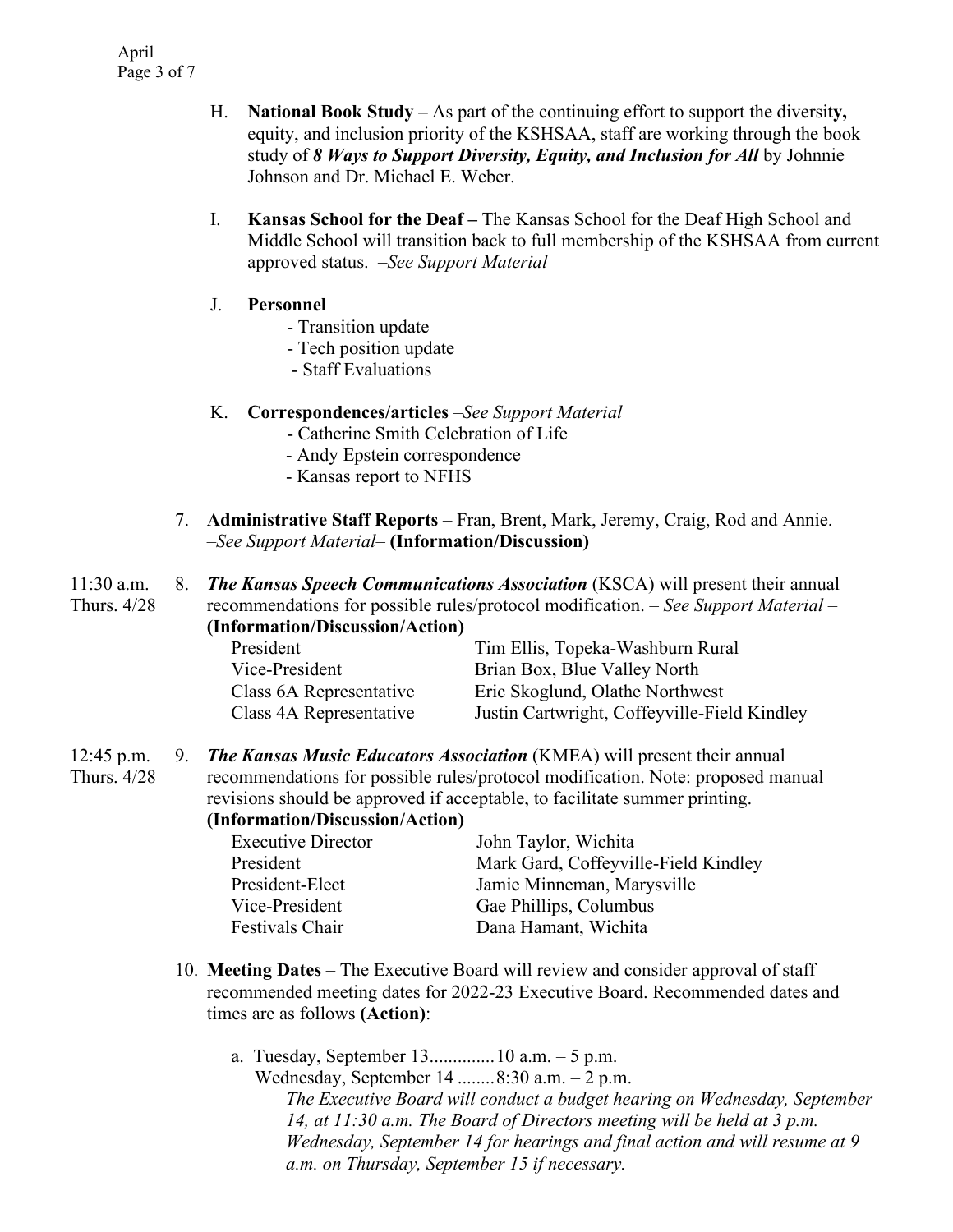H. **National Book Study –** As part of the continuing effort to support the diversity**,** equity, and inclusion priority of the KSHSAA, staff are working through the book study of ***8 Ways to Support Diversity, Equity, and Inclusion for All*** by Johnnie Johnson and Dr. Michael E. Weber.

I. **Kansas School for the Deaf –** The Kansas School for the Deaf High School and Middle School will transition back to full membership of the KSHSAA from current approved status. *–See Support Material*

J. **Personnel**
- Transition update
- Tech position update
- Staff Evaluations

K. **Correspondences/articles** *–See Support Material*
- Catherine Smith Celebration of Life
- Andy Epstein correspondence
- Kansas report to NFHS

7. **Administrative Staff Reports** – Fran, Brent, Mark, Jeremy, Craig, Rod and Annie. *–See Support Material–* **(Information/Discussion)**

11:30 a.m. Thurs. 4/28

8. ***The Kansas Speech Communications Association*** (KSCA) will present their annual recommendations for possible rules/protocol modification. – *See Support Material* – **(Information/Discussion/Action)**

| | |
|---|---|
| President | Tim Ellis, Topeka-Washburn Rural |
| Vice-President | Brian Box, Blue Valley North |
| Class 6A Representative | Eric Skoglund, Olathe Northwest |
| Class 4A Representative | Justin Cartwright, Coffeyville-Field Kindley |

12:45 p.m. Thurs. 4/28

9. ***The Kansas Music Educators Association*** (KMEA) will present their annual recommendations for possible rules/protocol modification. Note: proposed manual revisions should be approved if acceptable, to facilitate summer printing. **(Information/Discussion/Action)**

| | |
|---|---|
| Executive Director | John Taylor, Wichita |
| President | Mark Gard, Coffeyville-Field Kindley |
| President-Elect | Jamie Minneman, Marysville |
| Vice-President | Gae Phillips, Columbus |
| Festivals Chair | Dana Hamant, Wichita |

10. **Meeting Dates** – The Executive Board will review and consider approval of staff recommended meeting dates for 2022-23 Executive Board. Recommended dates and times are as follows **(Action)**:

   a. Tuesday, September 13..............10 a.m. – 5 p.m.
      Wednesday, September 14 ........8:30 a.m. – 2 p.m.
      *The Executive Board will conduct a budget hearing on Wednesday, September 14, at 11:30 a.m. The Board of Directors meeting will be held at 3 p.m. Wednesday, September 14 for hearings and final action and will resume at 9 a.m. on Thursday, September 15 if necessary.*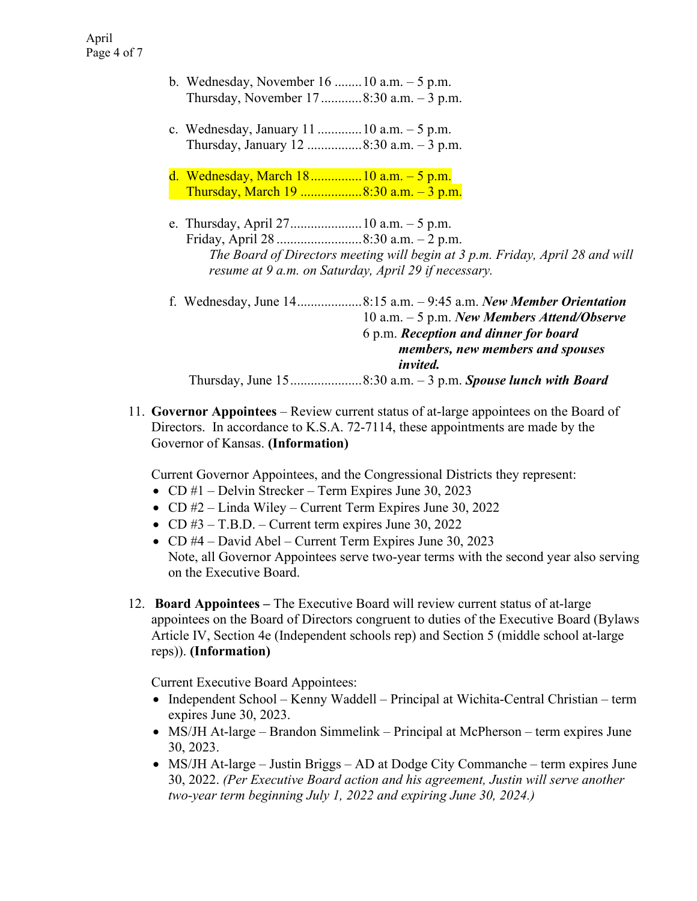b. Wednesday, November 16 ........10 a.m. – 5 p.m.
   Thursday, November 17............8:30 a.m. – 3 p.m.

c. Wednesday, January 11 .............10 a.m. – 5 p.m.
   Thursday, January 12 ................8:30 a.m. – 3 p.m.

d. Wednesday, March 18...............10 a.m. – 5 p.m.
   Thursday, March 19 ..................8:30 a.m. – 3 p.m.

e. Thursday, April 27.....................10 a.m. – 5 p.m.
   Friday, April 28 .........................8:30 a.m. – 2 p.m.
   *The Board of Directors meeting will begin at 3 p.m. Friday, April 28 and will resume at 9 a.m. on Saturday, April 29 if necessary.*

f. Wednesday, June 14...................8:15 a.m. – 9:45 a.m. ***New Member Orientation***
   10 a.m. – 5 p.m. ***New Members Attend/Observe***
   6 p.m. ***Reception and dinner for board members, new members and spouses invited.***
   Thursday, June 15.....................8:30 a.m. – 3 p.m. ***Spouse lunch with Board***

11. **Governor Appointees** – Review current status of at-large appointees on the Board of Directors. In accordance to K.S.A. 72-7114, these appointments are made by the Governor of Kansas. **(Information)**

    Current Governor Appointees, and the Congressional Districts they represent:
    - CD #1 – Delvin Strecker – Term Expires June 30, 2023
    - CD #2 – Linda Wiley – Current Term Expires June 30, 2022
    - CD #3 – T.B.D. – Current term expires June 30, 2022
    - CD #4 – David Abel – Current Term Expires June 30, 2023
      Note, all Governor Appointees serve two-year terms with the second year also serving on the Executive Board.

12. **Board Appointees –** The Executive Board will review current status of at-large appointees on the Board of Directors congruent to duties of the Executive Board (Bylaws Article IV, Section 4e (Independent schools rep) and Section 5 (middle school at-large reps)). **(Information)**

    Current Executive Board Appointees:
    - Independent School – Kenny Waddell – Principal at Wichita-Central Christian – term expires June 30, 2023.
    - MS/JH At-large – Brandon Simmelink – Principal at McPherson – term expires June 30, 2023.
    - MS/JH At-large – Justin Briggs – AD at Dodge City Commanche – term expires June 30, 2022. *(Per Executive Board action and his agreement, Justin will serve another two-year term beginning July 1, 2022 and expiring June 30, 2024.)*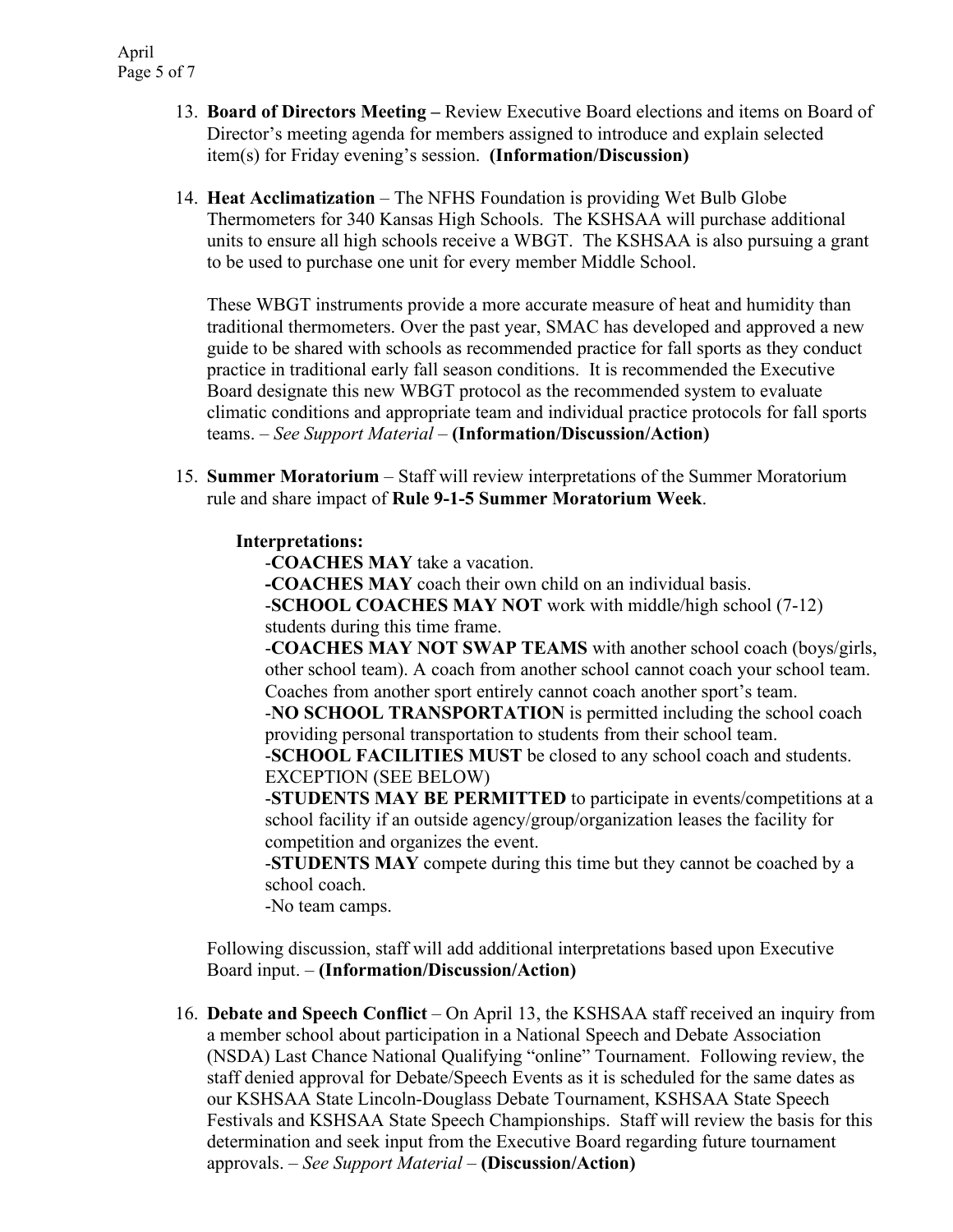13. **Board of Directors Meeting –** Review Executive Board elections and items on Board of Director's meeting agenda for members assigned to introduce and explain selected item(s) for Friday evening's session. **(Information/Discussion)**

14. **Heat Acclimatization** – The NFHS Foundation is providing Wet Bulb Globe Thermometers for 340 Kansas High Schools. The KSHSAA will purchase additional units to ensure all high schools receive a WBGT. The KSHSAA is also pursuing a grant to be used to purchase one unit for every member Middle School.

    These WBGT instruments provide a more accurate measure of heat and humidity than traditional thermometers. Over the past year, SMAC has developed and approved a new guide to be shared with schools as recommended practice for fall sports as they conduct practice in traditional early fall season conditions. It is recommended the Executive Board designate this new WBGT protocol as the recommended system to evaluate climatic conditions and appropriate team and individual practice protocols for fall sports teams. – *See Support Material* – **(Information/Discussion/Action)**

15. **Summer Moratorium** – Staff will review interpretations of the Summer Moratorium rule and share impact of **Rule 9-1-5 Summer Moratorium Week**.

    **Interpretations:**

    -**COACHES MAY** take a vacation.
    **-COACHES MAY** coach their own child on an individual basis.
    -**SCHOOL COACHES MAY NOT** work with middle/high school (7-12) students during this time frame.
    -**COACHES MAY NOT SWAP TEAMS** with another school coach (boys/girls, other school team). A coach from another school cannot coach your school team. Coaches from another sport entirely cannot coach another sport's team.
    -**NO SCHOOL TRANSPORTATION** is permitted including the school coach providing personal transportation to students from their school team.
    -**SCHOOL FACILITIES MUST** be closed to any school coach and students. EXCEPTION (SEE BELOW)
    -**STUDENTS MAY BE PERMITTED** to participate in events/competitions at a school facility if an outside agency/group/organization leases the facility for competition and organizes the event.
    -**STUDENTS MAY** compete during this time but they cannot be coached by a school coach.
    -No team camps.

    Following discussion, staff will add additional interpretations based upon Executive Board input. – **(Information/Discussion/Action)**

16. **Debate and Speech Conflict** – On April 13, the KSHSAA staff received an inquiry from a member school about participation in a National Speech and Debate Association (NSDA) Last Chance National Qualifying "online" Tournament. Following review, the staff denied approval for Debate/Speech Events as it is scheduled for the same dates as our KSHSAA State Lincoln-Douglass Debate Tournament, KSHSAA State Speech Festivals and KSHSAA State Speech Championships. Staff will review the basis for this determination and seek input from the Executive Board regarding future tournament approvals. – *See Support Material* – **(Discussion/Action)**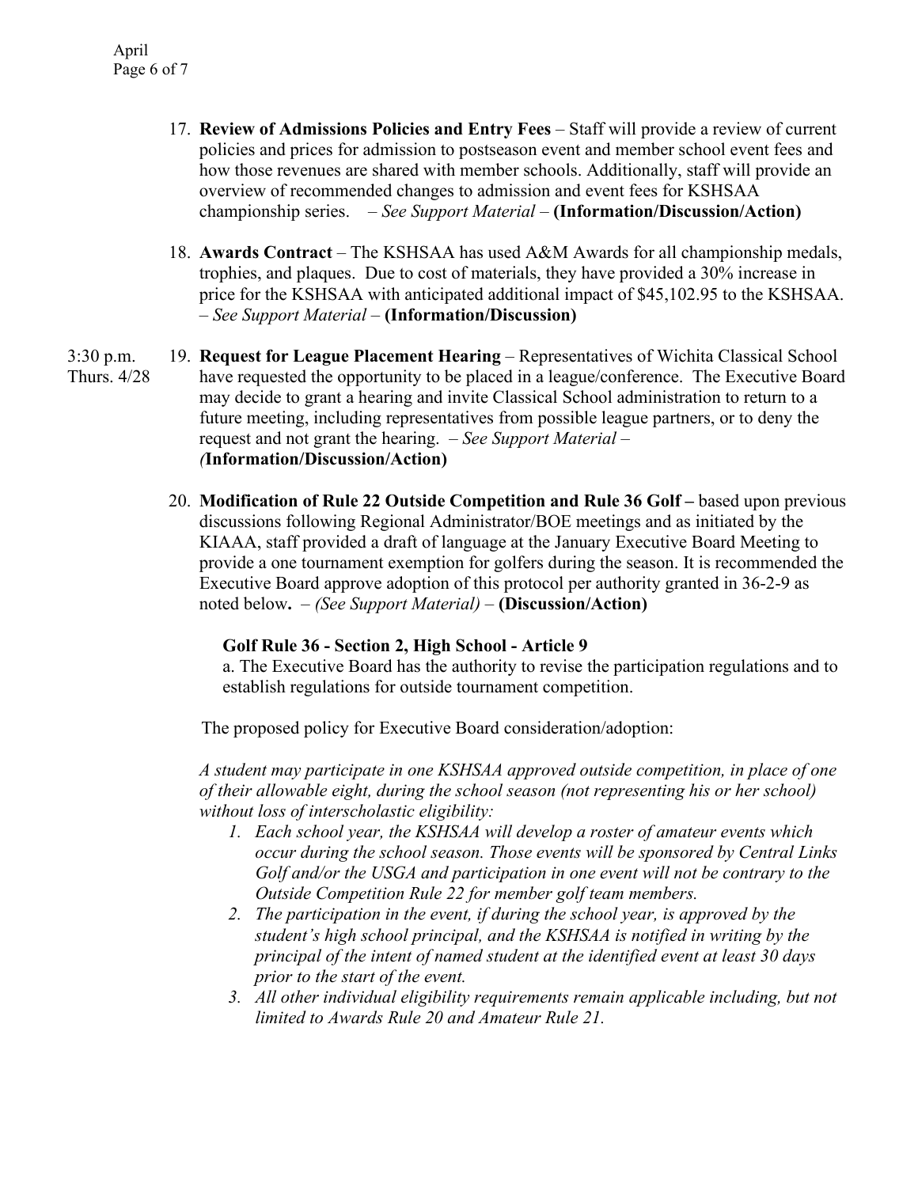17. **Review of Admissions Policies and Entry Fees** – Staff will provide a review of current policies and prices for admission to postseason event and member school event fees and how those revenues are shared with member schools. Additionally, staff will provide an overview of recommended changes to admission and event fees for KSHSAA championship series. – *See Support Material* – **(Information/Discussion/Action)**

18. **Awards Contract** – The KSHSAA has used A&M Awards for all championship medals, trophies, and plaques. Due to cost of materials, they have provided a 30% increase in price for the KSHSAA with anticipated additional impact of $45,102.95 to the KSHSAA. – *See Support Material* – **(Information/Discussion)**

3:30 p.m. Thurs. 4/28

19. **Request for League Placement Hearing** – Representatives of Wichita Classical School have requested the opportunity to be placed in a league/conference. The Executive Board may decide to grant a hearing and invite Classical School administration to return to a future meeting, including representatives from possible league partners, or to deny the request and not grant the hearing. – *See Support Material* – *(***Information/Discussion/Action)**

20. **Modification of Rule 22 Outside Competition and Rule 36 Golf –** based upon previous discussions following Regional Administrator/BOE meetings and as initiated by the KIAAA, staff provided a draft of language at the January Executive Board Meeting to provide a one tournament exemption for golfers during the season. It is recommended the Executive Board approve adoption of this protocol per authority granted in 36-2-9 as noted below**.** – *(See Support Material)* – **(Discussion/Action)**

    **Golf Rule 36 - Section 2, High School - Article 9**

    a. The Executive Board has the authority to revise the participation regulations and to establish regulations for outside tournament competition.

    The proposed policy for Executive Board consideration/adoption:

    *A student may participate in one KSHSAA approved outside competition, in place of one of their allowable eight, during the school season (not representing his or her school) without loss of interscholastic eligibility:*

    1. *Each school year, the KSHSAA will develop a roster of amateur events which occur during the school season. Those events will be sponsored by Central Links Golf and/or the USGA and participation in one event will not be contrary to the Outside Competition Rule 22 for member golf team members.*
    2. *The participation in the event, if during the school year, is approved by the student's high school principal, and the KSHSAA is notified in writing by the principal of the intent of named student at the identified event at least 30 days prior to the start of the event.*
    3. *All other individual eligibility requirements remain applicable including, but not limited to Awards Rule 20 and Amateur Rule 21.*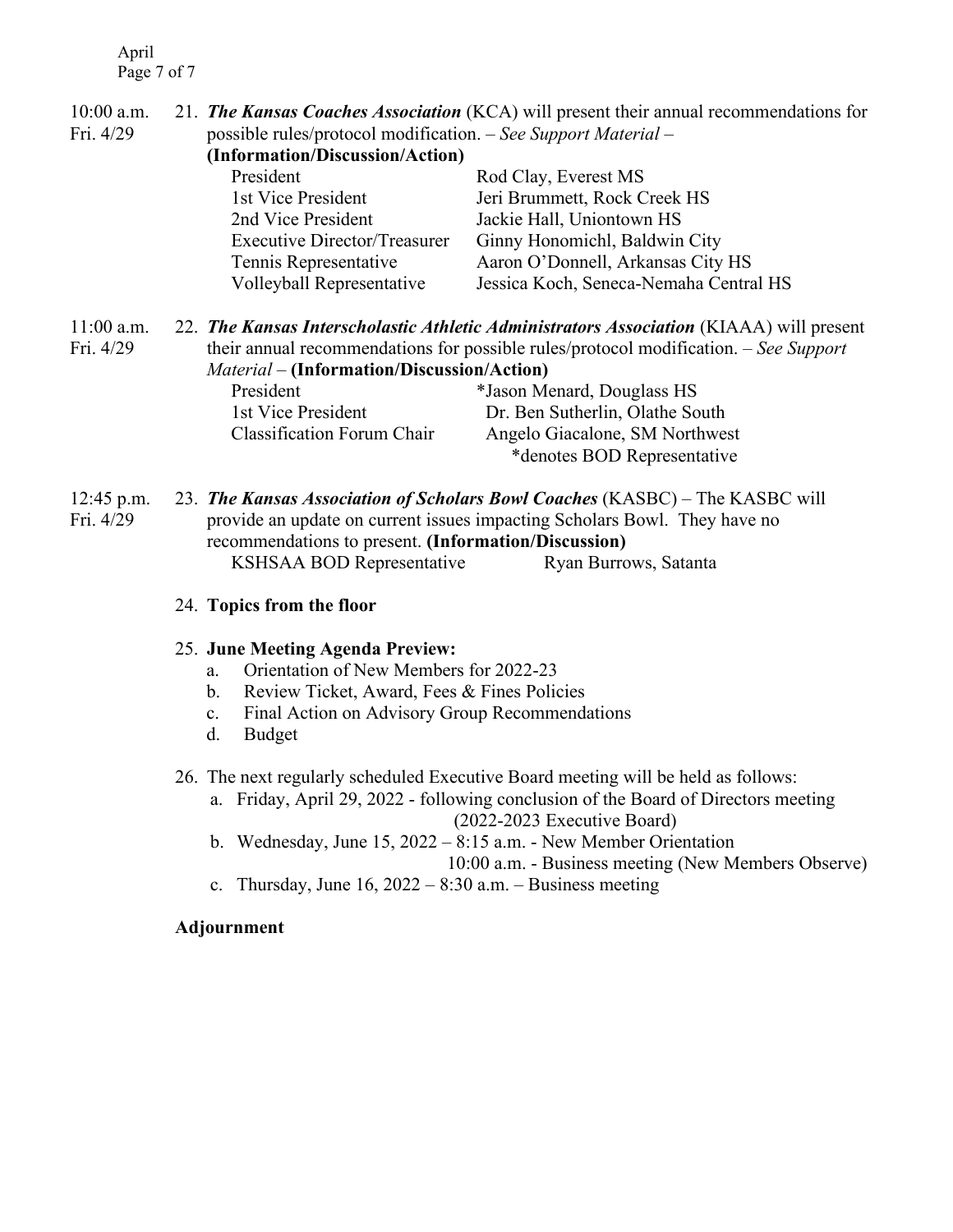10:00 a.m. Fri. 4/29

21. ***The Kansas Coaches Association*** (KCA) will present their annual recommendations for possible rules/protocol modification. – *See Support Material* – **(Information/Discussion/Action)**

| | |
|---|---|
| President | Rod Clay, Everest MS |
| 1st Vice President | Jeri Brummett, Rock Creek HS |
| 2nd Vice President | Jackie Hall, Uniontown HS |
| Executive Director/Treasurer | Ginny Honomichl, Baldwin City |
| Tennis Representative | Aaron O'Donnell, Arkansas City HS |
| Volleyball Representative | Jessica Koch, Seneca-Nemaha Central HS |

11:00 a.m. Fri. 4/29

22. ***The Kansas Interscholastic Athletic Administrators Association*** (KIAAA) will present their annual recommendations for possible rules/protocol modification. – *See Support Material* – **(Information/Discussion/Action)**

| | |
|---|---|
| President | *Jason Menard, Douglass HS |
| 1st Vice President | Dr. Ben Sutherlin, Olathe South |
| Classification Forum Chair | Angelo Giacalone, SM Northwest |

*denotes BOD Representative

12:45 p.m. Fri. 4/29

23. ***The Kansas Association of Scholars Bowl Coaches*** (KASBC) – The KASBC will provide an update on current issues impacting Scholars Bowl. They have no recommendations to present. **(Information/Discussion)**
    KSHSAA BOD Representative Ryan Burrows, Satanta

24. **Topics from the floor**

25. **June Meeting Agenda Preview:**
    a. Orientation of New Members for 2022-23
    b. Review Ticket, Award, Fees & Fines Policies
    c. Final Action on Advisory Group Recommendations
    d. Budget

26. The next regularly scheduled Executive Board meeting will be held as follows:
    a. Friday, April 29, 2022 - following conclusion of the Board of Directors meeting (2022-2023 Executive Board)
    b. Wednesday, June 15, 2022 – 8:15 a.m. - New Member Orientation
       10:00 a.m. - Business meeting (New Members Observe)
    c. Thursday, June 16, 2022 – 8:30 a.m. – Business meeting

**Adjournment**